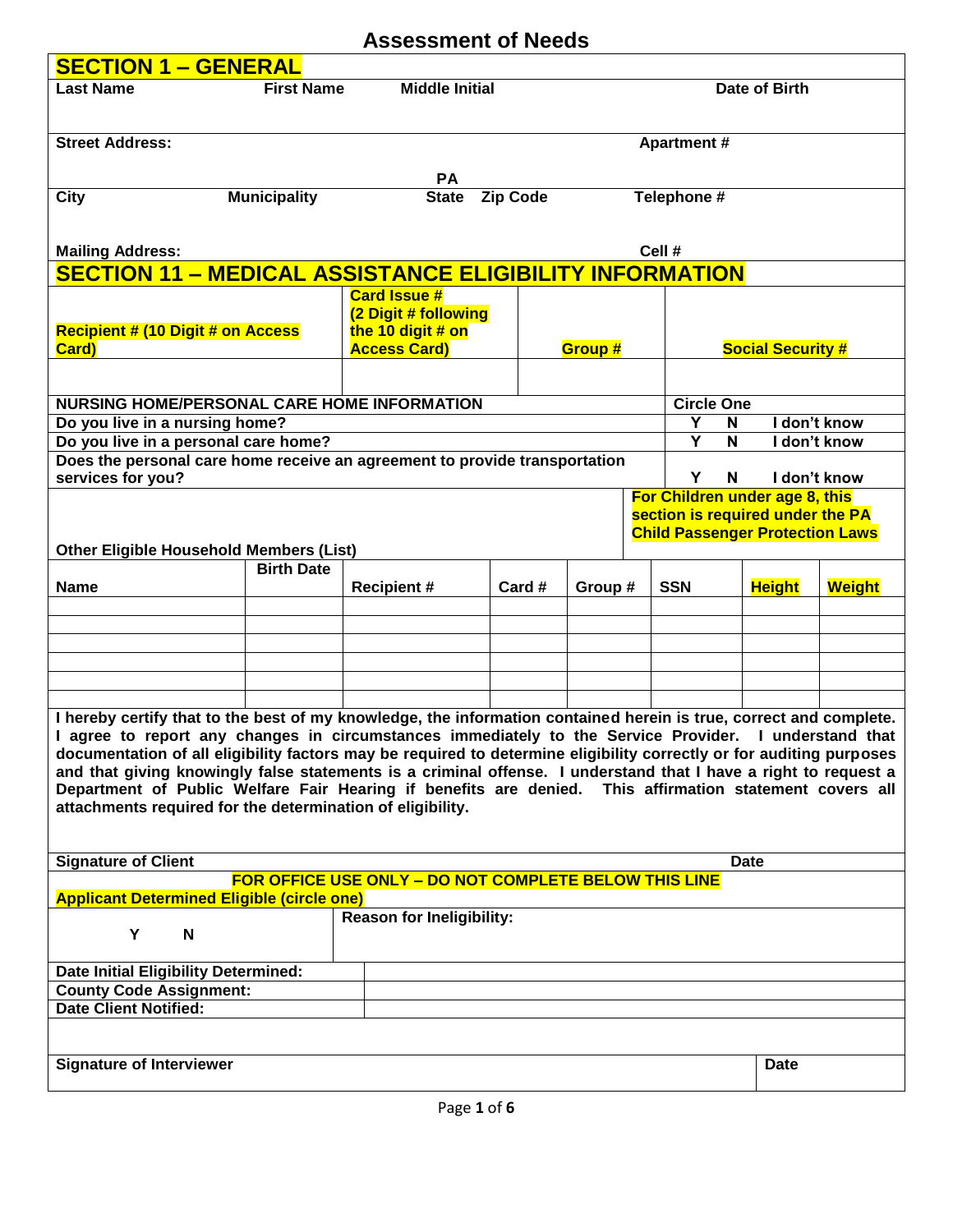# Assessment of Needs

## SECTION 1 – GENERAL

| Last Name | First Name | Middle Initial | Date of Birth |
|---|---|---|---|
| | | | |

| Street Address: | Apartment # |
|---|---|
| | |

| City | Municipality | State | Zip Code | Telephone # |
|---|---|---|---|---|
| | | PA | | |

| Mailing Address: | Cell # |
|---|---|
| | |

## SECTION 11 – MEDICAL ASSISTANCE ELIGIBILITY INFORMATION

| Recipient # (10 Digit # on Access Card) | Card Issue # (2 Digit # following the 10 digit # on Access Card) | Group # | Social Security # |
|---|---|---|---|
| | | | |

| NURSING HOME/PERSONAL CARE HOME INFORMATION | Circle One |
|---|---|
| Do you live in a nursing home? | Y N I don't know |
| Do you live in a personal care home? | Y N I don't know |
| Does the personal care home receive an agreement to provide transportation services for you? | Y N I don't know |

**Other Eligible Household Members (List)**

**For Children under age 8, this section is required under the PA Child Passenger Protection Laws**

| Name | Birth Date | Recipient # | Card # | Group # | SSN | Height | Weight |
|---|---|---|---|---|---|---|---|
| | | | | | | | |
| | | | | | | | |
| | | | | | | | |
| | | | | | | | |
| | | | | | | | |
| | | | | | | | |

**I hereby certify that to the best of my knowledge, the information contained herein is true, correct and complete. I agree to report any changes in circumstances immediately to the Service Provider. I understand that documentation of all eligibility factors may be required to determine eligibility correctly or for auditing purposes and that giving knowingly false statements is a criminal offense. I understand that I have a right to request a Department of Public Welfare Fair Hearing if benefits are denied. This affirmation statement covers all attachments required for the determination of eligibility.**

| Signature of Client | Date |
|---|---|
| | |

**FOR OFFICE USE ONLY – DO NOT COMPLETE BELOW THIS LINE**

| Applicant Determined Eligible (circle one) | Reason for Ineligibility: |
|---|---|
| Y N | |

| | |
|---|---|
| Date Initial Eligibility Determined: | |
| County Code Assignment: | |
| Date Client Notified: | |

| Signature of Interviewer | Date |
|---|---|
| | |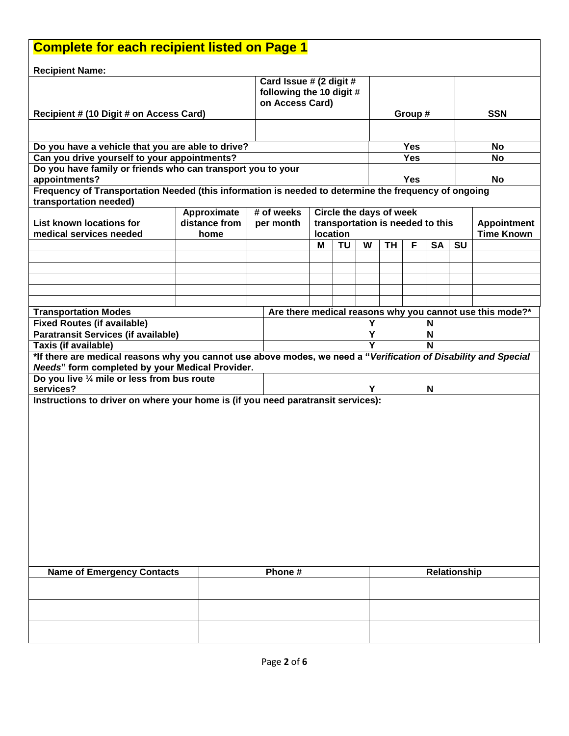## Complete for each recipient listed on Page 1

**Recipient Name:**

| Recipient # (10 Digit # on Access Card) | Card Issue # (2 digit # following the 10 digit # on Access Card) | Group # | SSN |
|---|---|---|---|
| | | | |

| | | |
|---|---|---|
| **Do you have a vehicle that you are able to drive?** | **Yes** | **No** |
| **Can you drive yourself to your appointments?** | **Yes** | **No** |
| **Do you have family or friends who can transport you to your appointments?** | **Yes** | **No** |

**Frequency of Transportation Needed (this information is needed to determine the frequency of ongoing transportation needed)**

| List known locations for medical services needed | Approximate distance from home | # of weeks per month | Circle the days of week transportation is needed to this location | | | | | | | Appointment Time Known |
|---|---|---|---|---|---|---|---|---|---|---|
| | | | M | TU | W | TH | F | SA | SU | |
| | | | | | | | | | | |
| | | | | | | | | | | |
| | | | | | | | | | | |
| | | | | | | | | | | |
| | | | | | | | | | | |

| Transportation Modes | Are there medical reasons why you cannot use this mode?* | |
|---|---|---|
| **Fixed Routes (if available)** | Y | N |
| **Paratransit Services (if available)** | Y | N |
| **Taxis (if available)** | Y | N |

**\*If there are medical reasons why you cannot use above modes, we need a "*Verification of Disability and Special Needs*" form completed by your Medical Provider.**

| | | |
|---|---|---|
| **Do you live ¼ mile or less from bus route services?** | Y | N |

**Instructions to driver on where your home is (if you need paratransit services):**

| Name of Emergency Contacts | Phone # | Relationship |
|---|---|---|
| | | |
| | | |
| | | |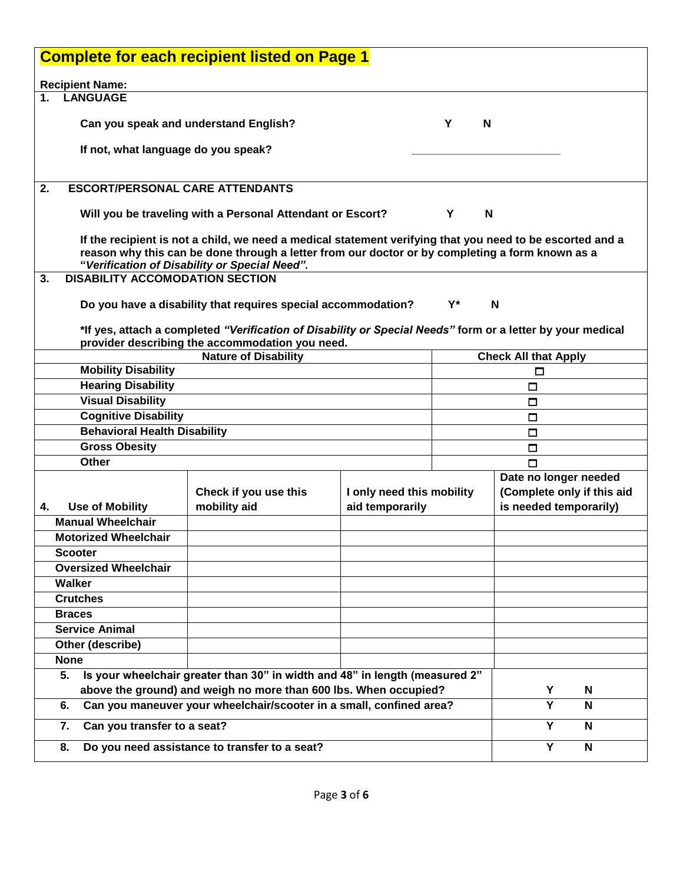## Complete for each recipient listed on Page 1

**Recipient Name:**

### 1. LANGUAGE

**Can you speak and understand English?** **Y** **N**

**If not, what language do you speak?** \_\_\_\_\_\_\_\_\_\_\_\_\_\_\_\_\_\_\_\_\_\_\_\_\_\_

### 2. ESCORT/PERSONAL CARE ATTENDANTS

**Will you be traveling with a Personal Attendant or Escort?** **Y** **N**

**If the recipient is not a child, we need a medical statement verifying that you need to be escorted and a reason why this can be done through a letter from our doctor or by completing a form known as a "*Verification of Disability or Special Need*".**

### 3. DISABILITY ACCOMODATION SECTION

**Do you have a disability that requires special accommodation?** **Y*** **N**

**\*If yes, attach a completed *"Verification of Disability or Special Needs"* form or a letter by your medical provider describing the accommodation you need.**

| Nature of Disability | Check All that Apply |
|---|---|
| Mobility Disability | ☐ |
| Hearing Disability | ☐ |
| Visual Disability | ☐ |
| Cognitive Disability | ☐ |
| Behavioral Health Disability | ☐ |
| Gross Obesity | ☐ |
| Other | ☐ |

| 4. Use of Mobility | Check if you use this mobility aid | I only need this mobility aid temporarily | Date no longer needed (Complete only if this aid is needed temporarily) |
|---|---|---|---|
| Manual Wheelchair | | | |
| Motorized Wheelchair | | | |
| Scooter | | | |
| Oversized Wheelchair | | | |
| Walker | | | |
| Crutches | | | |
| Braces | | | |
| Service Animal | | | |
| Other (describe) | | | |
| None | | | |

| | |
|---|---|
| 5. Is your wheelchair greater than 30" in width and 48" in length (measured 2" above the ground) and weigh no more than 600 lbs. When occupied? | Y N |
| 6. Can you maneuver your wheelchair/scooter in a small, confined area? | Y N |
| 7. Can you transfer to a seat? | Y N |
| 8. Do you need assistance to transfer to a seat? | Y N |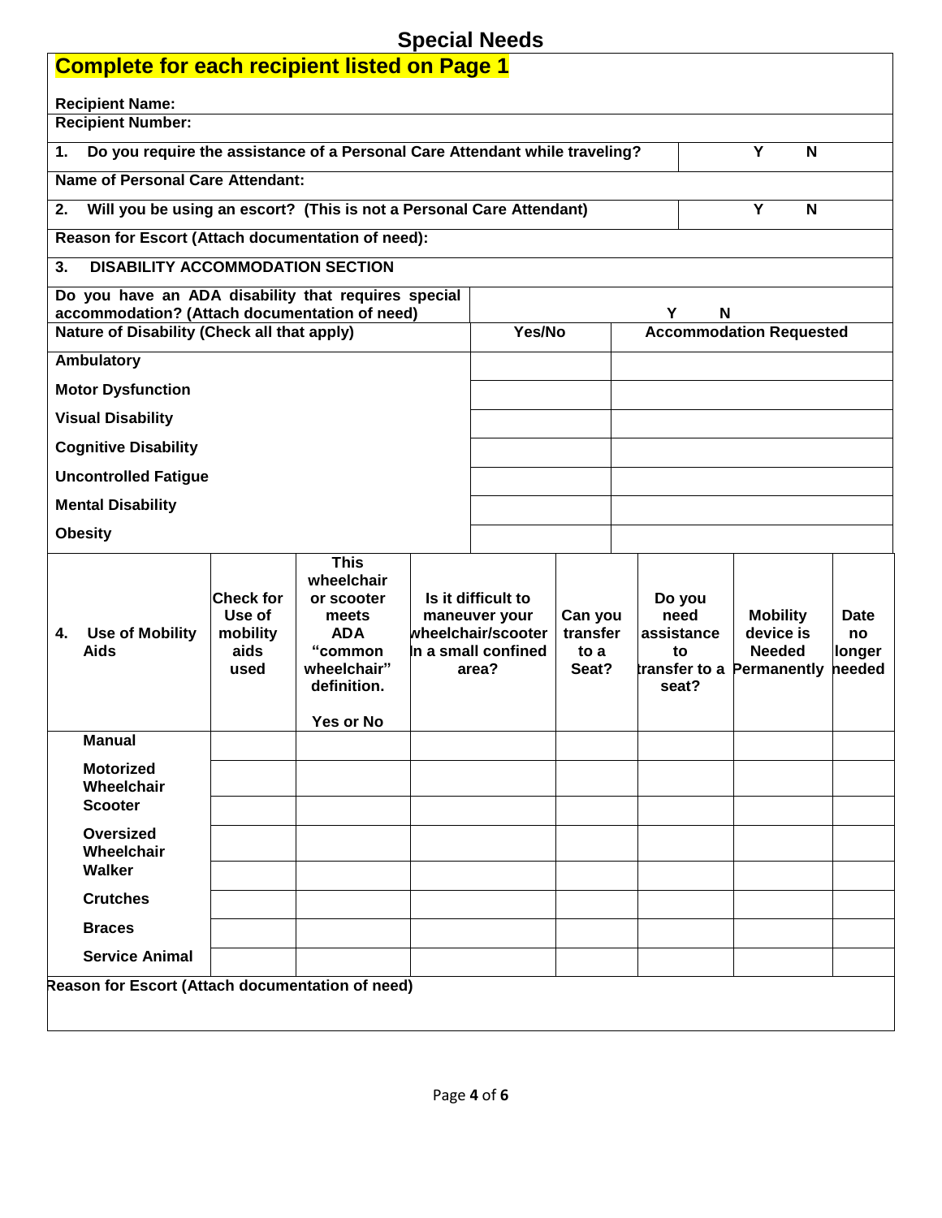# Special Needs

**Complete for each recipient listed on Page 1**

**Recipient Name:**

**Recipient Number:**

| | |
|---|---|
| **1. Do you require the assistance of a Personal Care Attendant while traveling?** | **Y N** |
| **Name of Personal Care Attendant:** | |
| **2. Will you be using an escort? (This is not a Personal Care Attendant)** | **Y N** |
| **Reason for Escort (Attach documentation of need):** | |

**3. DISABILITY ACCOMMODATION SECTION**

| **Do you have an ADA disability that requires special accommodation? (Attach documentation of need)** | **Y N** | |
|---|---|---|
| **Nature of Disability (Check all that apply)** | **Yes/No** | **Accommodation Requested** |
| **Ambulatory** | | |
| **Motor Dysfunction** | | |
| **Visual Disability** | | |
| **Cognitive Disability** | | |
| **Uncontrolled Fatigue** | | |
| **Mental Disability** | | |
| **Obesity** | | |

| **4. Use of Mobility Aids** | **Check for Use of mobility aids used** | **This wheelchair or scooter meets ADA "common wheelchair" definition. Yes or No** | **Is it difficult to maneuver your wheelchair/scooter in a small confined area?** | **Can you transfer to a Seat?** | **Do you need assistance to transfer to a seat?** | **Mobility device is Needed Permanently** | **Date no longer needed** |
|---|---|---|---|---|---|---|---|
| **Manual** | | | | | | | |
| **Motorized Wheelchair** | | | | | | | |
| **Scooter** | | | | | | | |
| **Oversized Wheelchair** | | | | | | | |
| **Walker** | | | | | | | |
| **Crutches** | | | | | | | |
| **Braces** | | | | | | | |
| **Service Animal** | | | | | | | |

**Reason for Escort (Attach documentation of need)**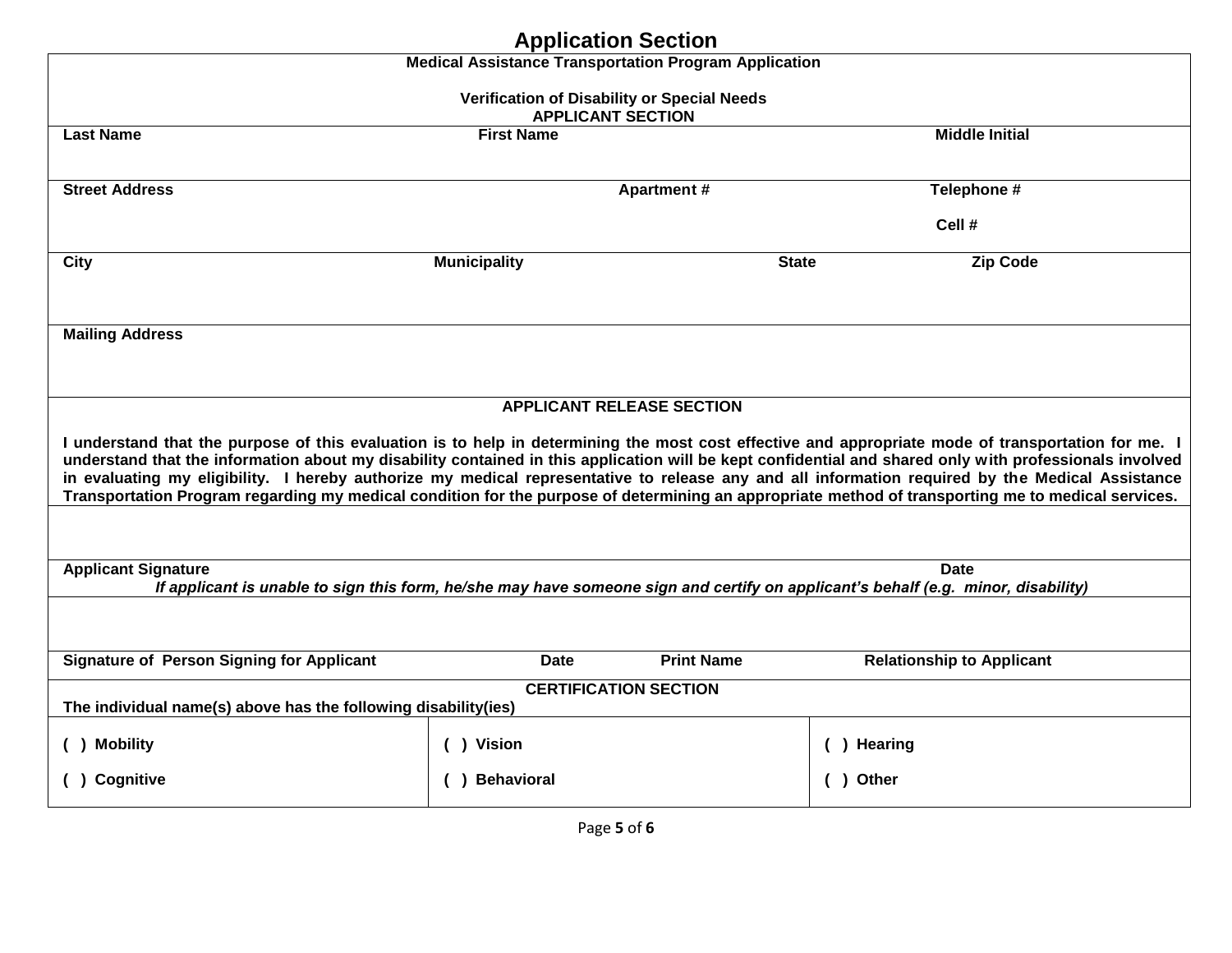# Application Section

**Medical Assistance Transportation Program Application**

**Verification of Disability or Special Needs**

**APPLICANT SECTION**

| Last Name | First Name | Middle Initial |
|---|---|---|
| | | |

| Street Address | Apartment # | Telephone # |
|---|---|---|
| | | Cell # |

| City | Municipality | State | Zip Code |
|---|---|---|---|
| | | | |

**Mailing Address**

**APPLICANT RELEASE SECTION**

**I understand that the purpose of this evaluation is to help in determining the most cost effective and appropriate mode of transportation for me. I understand that the information about my disability contained in this application will be kept confidential and shared only with professionals involved in evaluating my eligibility. I hereby authorize my medical representative to release any and all information required by the Medical Assistance Transportation Program regarding my medical condition for the purpose of determining an appropriate method of transporting me to medical services.**

| Applicant Signature | Date |
|---|---|
| | |

***If applicant is unable to sign this form, he/she may have someone sign and certify on applicant's behalf (e.g. minor, disability)***

| Signature of Person Signing for Applicant | Date | Print Name | Relationship to Applicant |
|---|---|---|---|
| | | | |

**CERTIFICATION SECTION**

**The individual name(s) above has the following disability(ies)**

| | | |
|---|---|---|
| **( ) Mobility** | **( ) Vision** | **( ) Hearing** |
| **( ) Cognitive** | **( ) Behavioral** | **( ) Other** |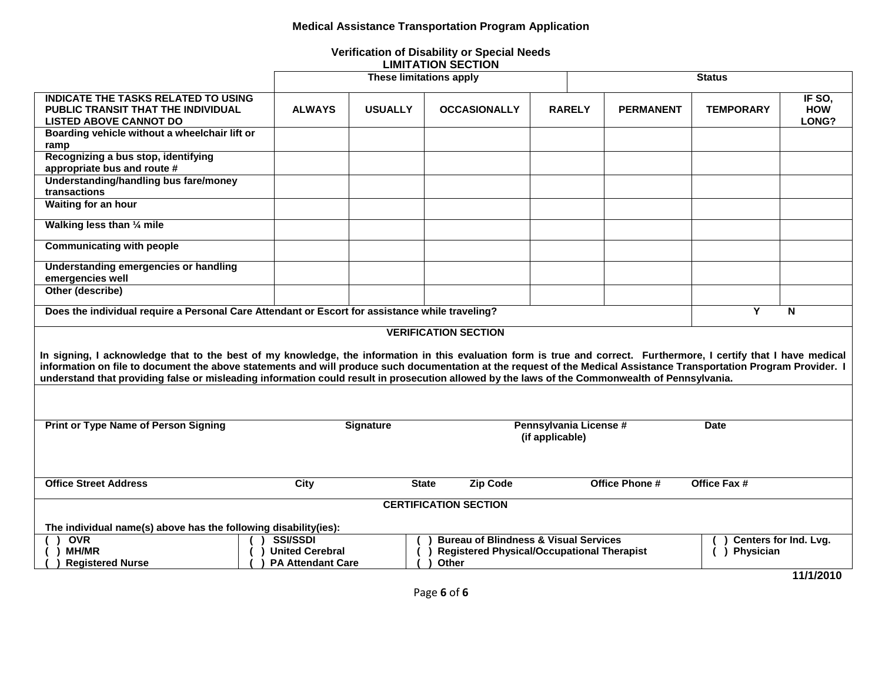# Medical Assistance Transportation Program Application

## Verification of Disability or Special Needs

### LIMITATION SECTION

| | These limitations apply | | | | Status | | |
|---|---|---|---|---|---|---|---|
| **INDICATE THE TASKS RELATED TO USING PUBLIC TRANSIT THAT THE INDIVIDUAL LISTED ABOVE CANNOT DO** | **ALWAYS** | **USUALLY** | **OCCASIONALLY** | **RARELY** | **PERMANENT** | **TEMPORARY** | **IF SO, HOW LONG?** |
| Boarding vehicle without a wheelchair lift or ramp | | | | | | | |
| Recognizing a bus stop, identifying appropriate bus and route # | | | | | | | |
| Understanding/handling bus fare/money transactions | | | | | | | |
| Waiting for an hour | | | | | | | |
| Walking less than ¼ mile | | | | | | | |
| Communicating with people | | | | | | | |
| Understanding emergencies or handling emergencies well | | | | | | | |
| Other (describe) | | | | | | | |

**Does the individual require a Personal Care Attendant or Escort for assistance while traveling?** Y N

### VERIFICATION SECTION

**In signing, I acknowledge that to the best of my knowledge, the information in this evaluation form is true and correct. Furthermore, I certify that I have medical information on file to document the above statements and will produce such documentation at the request of the Medical Assistance Transportation Program Provider. I understand that providing false or misleading information could result in prosecution allowed by the laws of the Commonwealth of Pennsylvania.**

**Print or Type Name of Person Signing** &nbsp;&nbsp; **Signature** &nbsp;&nbsp; **Pennsylvania License # (if applicable)** &nbsp;&nbsp; **Date**

**Office Street Address** &nbsp;&nbsp; **City** &nbsp;&nbsp; **State** &nbsp;&nbsp; **Zip Code** &nbsp;&nbsp; **Office Phone #** &nbsp;&nbsp; **Office Fax #**

### CERTIFICATION SECTION

**The individual name(s) above has the following disability(ies):**

| | | | |
|---|---|---|---|
| ( ) OVR | ( ) SSI/SSDI | ( ) Bureau of Blindness & Visual Services | ( ) Centers for Ind. Lvg. |
| ( ) MH/MR | ( ) United Cerebral | ( ) Registered Physical/Occupational Therapist | ( ) Physician |
| ( ) Registered Nurse | ( ) PA Attendant Care | ( ) Other | |

**11/1/2010**